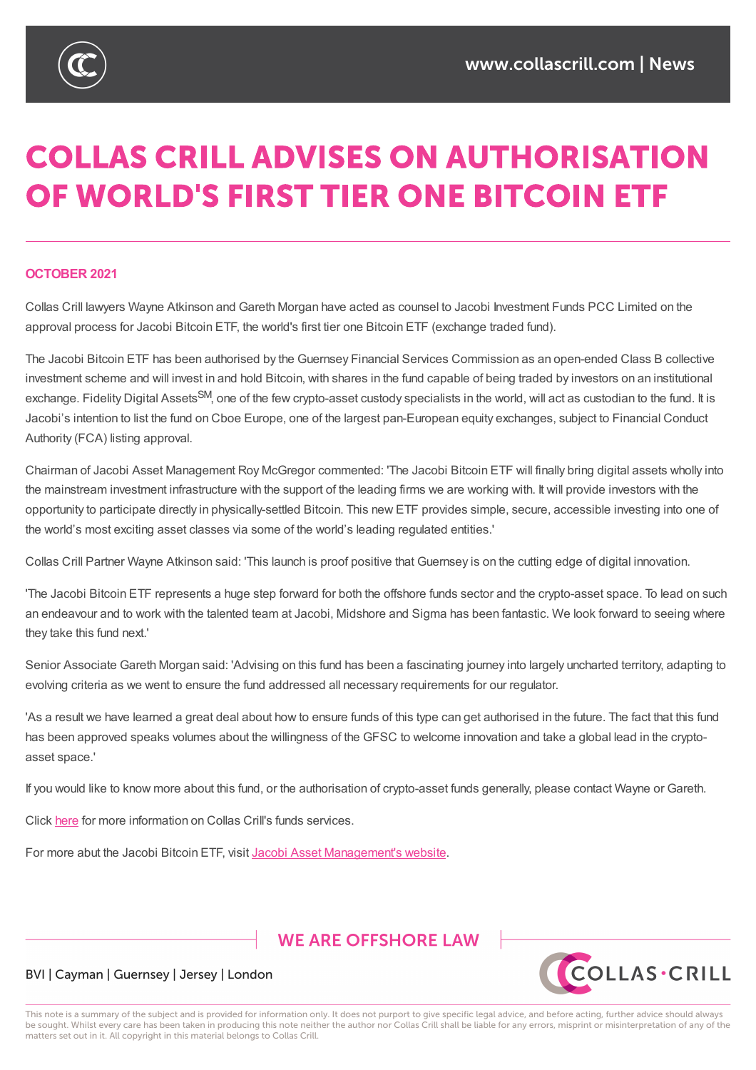# COLLAS CRILL ADVISES ON AUTHORISATION OF WORLD'S FIRST TIER ONE BITCOIN ETF

**OCTOBER 2021**

Collas Crill lawyers Wayne Atkinson and Gareth Morgan have acted as counsel to Jacobi Investment Funds PCC Limited on the approval process for Jacobi Bitcoin ETF, the world's first tier one Bitcoin ETF (exchange traded fund).

The Jacobi Bitcoin ETF has been authorised by the Guernsey Financial Services Commission as an open-ended Class B collective investment scheme and will invest in and hold Bitcoin, with shares in the fund capable of being traded by investors on an institutional exchange. Fidelity Digital Assets℠, one of the few crypto-asset custody specialists in the world, will act as custodian to the fund. It is Jacobi's intention to list the fund on Cboe Europe, one of the largest pan-European equity exchanges, subject to Financial Conduct Authority (FCA) listing approval.

Chairman of Jacobi Asset Management Roy McGregor commented: 'The Jacobi Bitcoin ETF will finally bring digital assets wholly into the mainstream investment infrastructure with the support of the leading firms we are working with. It will provide investors with the opportunity to participate directly in physically-settled Bitcoin. This new ETF provides simple, secure, accessible investing into one of the world's most exciting asset classes via some of the world's leading regulated entities.'

Collas Crill Partner Wayne Atkinson said: 'This launch is proof positive that Guernsey is on the cutting edge of digital innovation.

'The Jacobi Bitcoin ETF represents a huge step forward for both the offshore funds sector and the crypto-asset space. To lead on such an endeavour and to work with the talented team at Jacobi, Midshore and Sigma has been fantastic. We look forward to seeing where they take this fund next.'

Senior Associate Gareth Morgan said: 'Advising on this fund has been a fascinating journey into largely uncharted territory, adapting to evolving criteria as we went to ensure the fund addressed all necessary requirements for our regulator.

'As a result we have learned a great deal about how to ensure funds of this type can get authorised in the future. The fact that this fund has been approved speaks volumes about the willingness of the GFSC to welcome innovation and take a global lead in the crypto-asset space.'

If you would like to know more about this fund, or the authorisation of crypto-asset funds generally, please contact Wayne or Gareth.

Click here for more information on Collas Crill's funds services.

For more abut the Jacobi Bitcoin ETF, visit Jacobi Asset Management's website.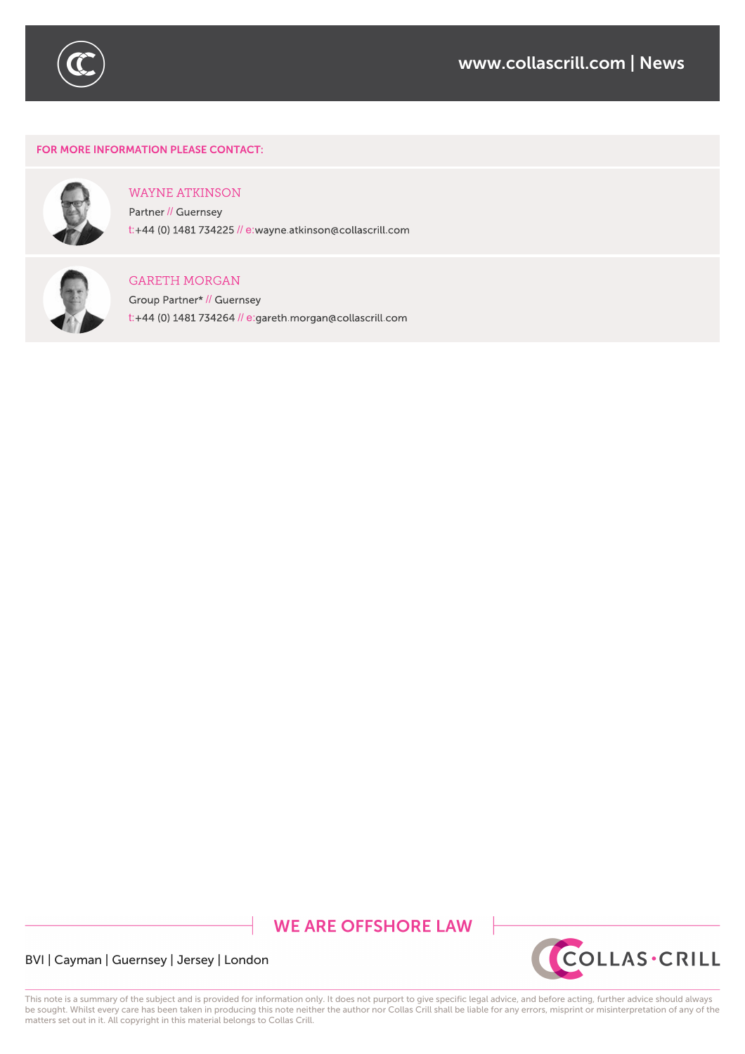**FOR MORE INFORMATION PLEASE CONTACT:**

WAYNE ATKINSON
Partner // Guernsey
t:+44 (0) 1481 734225 // e:wayne.atkinson@collascrill.com

GARETH MORGAN
Group Partner* // Guernsey
t:+44 (0) 1481 734264 // e:gareth.morgan@collascrill.com

WE ARE OFFSHORE LAW

BVI | Cayman | Guernsey | Jersey | London

This note is a summary of the subject and is provided for information only. It does not purport to give specific legal advice, and before acting, further advice should always be sought. Whilst every care has been taken in producing this note neither the author nor Collas Crill shall be liable for any errors, misprint or misinterpretation of any of the matters set out in it. All copyright in this material belongs to Collas Crill.